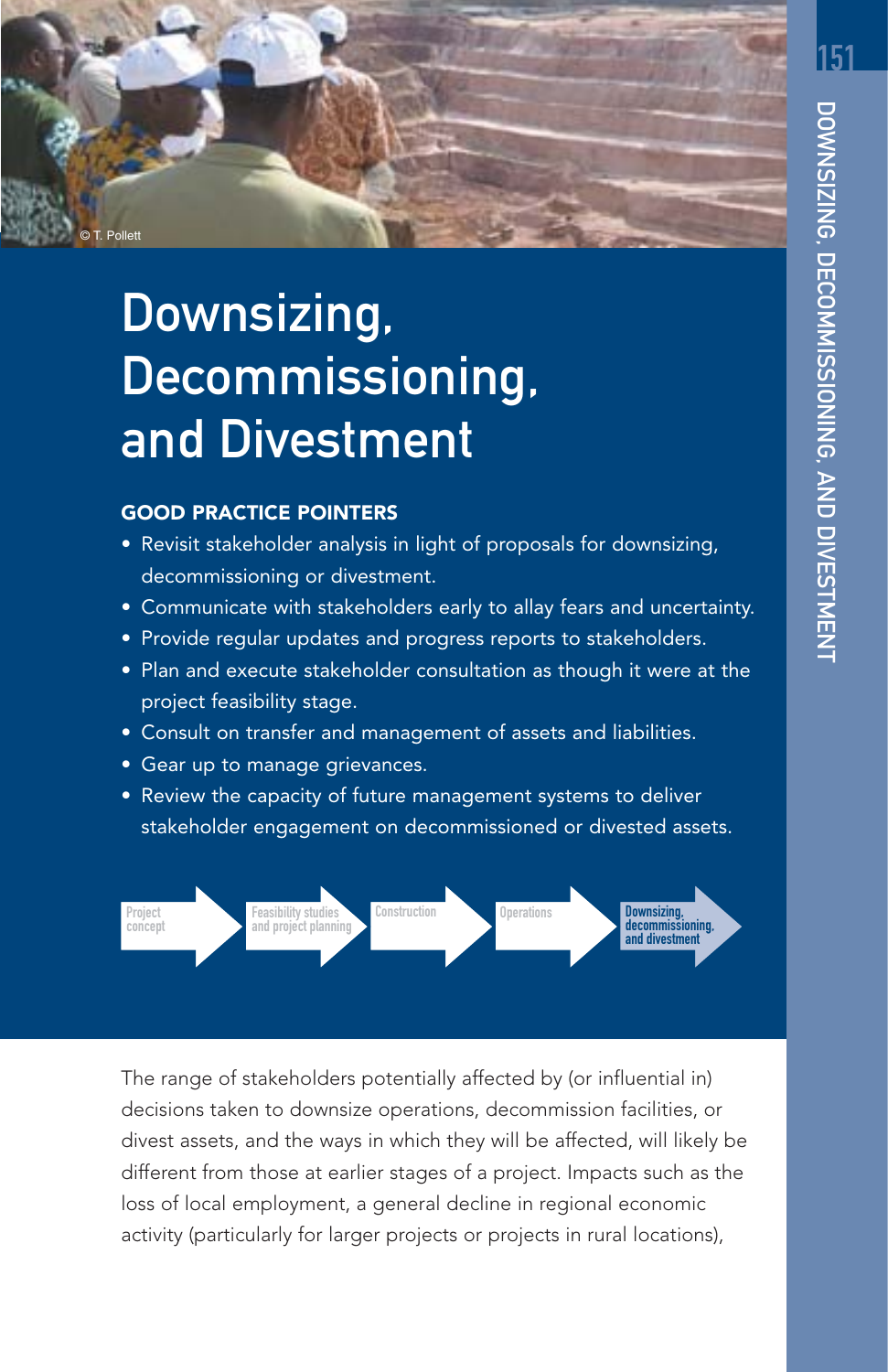# Downsizing, Decommissioning, and Divestment

## GOOD PRACTICE POINTERS

- Revisit stakeholder analysis in light of proposals for downsizing, decommissioning or divestment.
- Communicate with stakeholders early to allay fears and uncertainty.
- Provide regular updates and progress reports to stakeholders.
- Plan and execute stakeholder consultation as though it were at the project feasibility stage.
- Consult on transfer and management of assets and liabilities.
- Gear up to manage grievances.
- Review the capacity of future management systems to deliver stakeholder engagement on decommissioned or divested assets.

Project concept → Feasibility studies and project planning → Construction → Operations → **Downsizing, decommissioning, and divestment**

The range of stakeholders potentially affected by (or influential in) decisions taken to downsize operations, decommission facilities, or divest assets, and the ways in which they will be affected, will likely be different from those at earlier stages of a project. Impacts such as the loss of local employment, a general decline in regional economic activity (particularly for larger projects or projects in rural locations),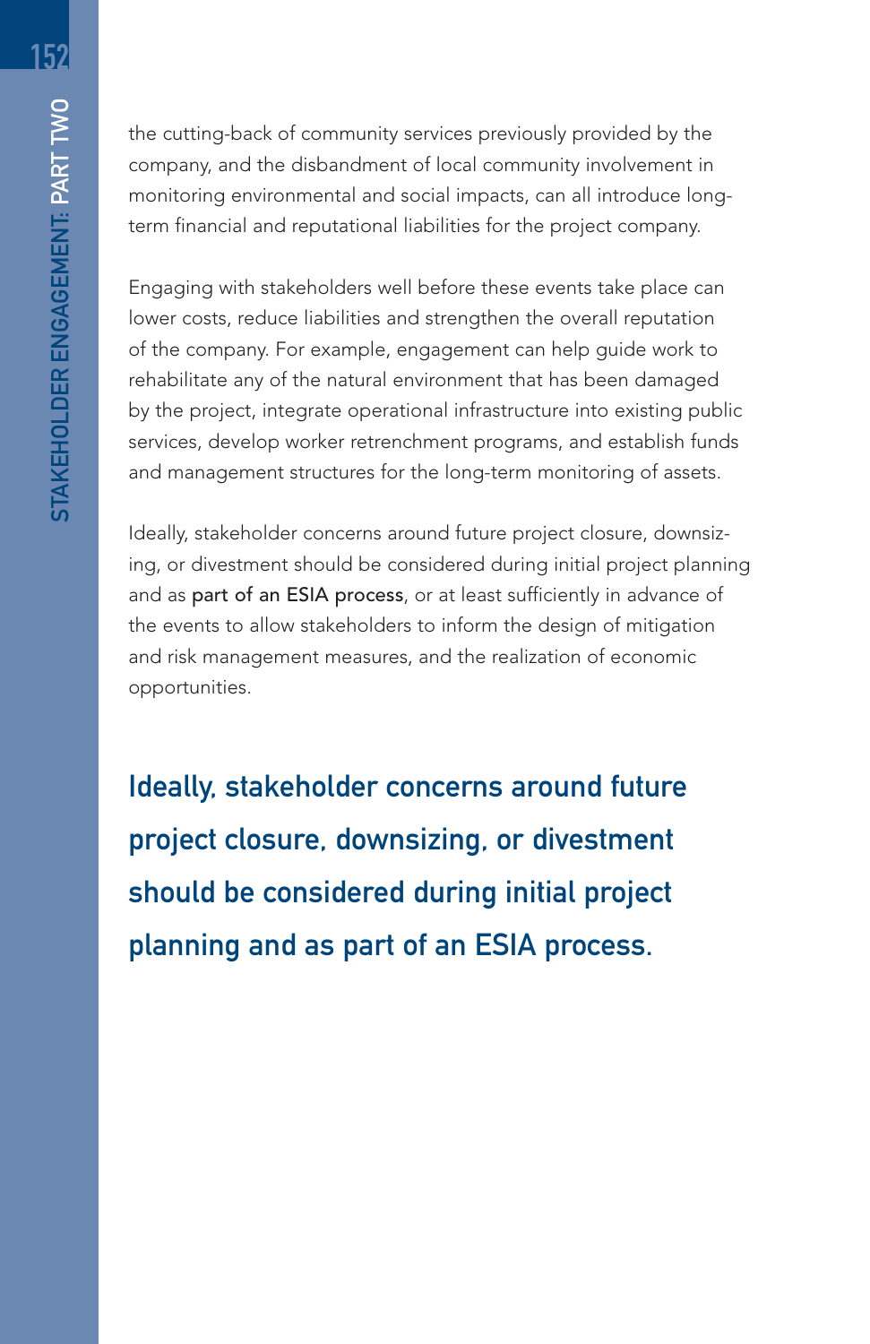the cutting-back of community services previously provided by the company, and the disbandment of local community involvement in monitoring environmental and social impacts, can all introduce long-term financial and reputational liabilities for the project company.

Engaging with stakeholders well before these events take place can lower costs, reduce liabilities and strengthen the overall reputation of the company. For example, engagement can help guide work to rehabilitate any of the natural environment that has been damaged by the project, integrate operational infrastructure into existing public services, develop worker retrenchment programs, and establish funds and management structures for the long-term monitoring of assets.

Ideally, stakeholder concerns around future project closure, downsizing, or divestment should be considered during initial project planning and as part of an ESIA process, or at least sufficiently in advance of the events to allow stakeholders to inform the design of mitigation and risk management measures, and the realization of economic opportunities.

**Ideally, stakeholder concerns around future project closure, downsizing, or divestment should be considered during initial project planning and as part of an ESIA process.**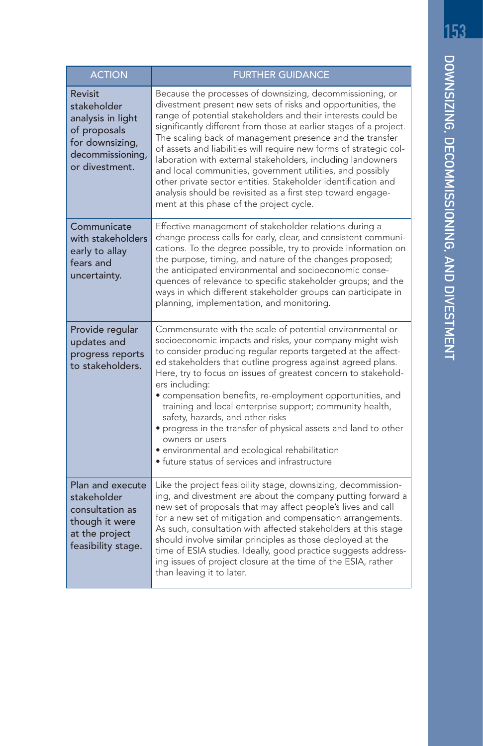| ACTION | FURTHER GUIDANCE |
|---|---|
| Revisit stakeholder analysis in light of proposals for downsizing, decommissioning, or divestment. | Because the processes of downsizing, decommissioning, or divestment present new sets of risks and opportunities, the range of potential stakeholders and their interests could be significantly different from those at earlier stages of a project. The scaling back of management presence and the transfer of assets and liabilities will require new forms of strategic collaboration with external stakeholders, including landowners and local communities, government utilities, and possibly other private sector entities. Stakeholder identification and analysis should be revisited as a first step toward engagement at this phase of the project cycle. |
| Communicate with stakeholders early to allay fears and uncertainty. | Effective management of stakeholder relations during a change process calls for early, clear, and consistent communications. To the degree possible, try to provide information on the purpose, timing, and nature of the changes proposed; the anticipated environmental and socioeconomic consequences of relevance to specific stakeholder groups; and the ways in which different stakeholder groups can participate in planning, implementation, and monitoring. |
| Provide regular updates and progress reports to stakeholders. | Commensurate with the scale of potential environmental or socioeconomic impacts and risks, your company might wish to consider producing regular reports targeted at the affected stakeholders that outline progress against agreed plans. Here, try to focus on issues of greatest concern to stakeholders including:<br>• compensation benefits, re-employment opportunities, and training and local enterprise support; community health, safety, hazards, and other risks<br>• progress in the transfer of physical assets and land to other owners or users<br>• environmental and ecological rehabilitation<br>• future status of services and infrastructure |
| Plan and execute stakeholder consultation as though it were at the project feasibility stage. | Like the project feasibility stage, downsizing, decommissioning, and divestment are about the company putting forward a new set of proposals that may affect people's lives and call for a new set of mitigation and compensation arrangements. As such, consultation with affected stakeholders at this stage should involve similar principles as those deployed at the time of ESIA studies. Ideally, good practice suggests addressing issues of project closure at the time of the ESIA, rather than leaving it to later. |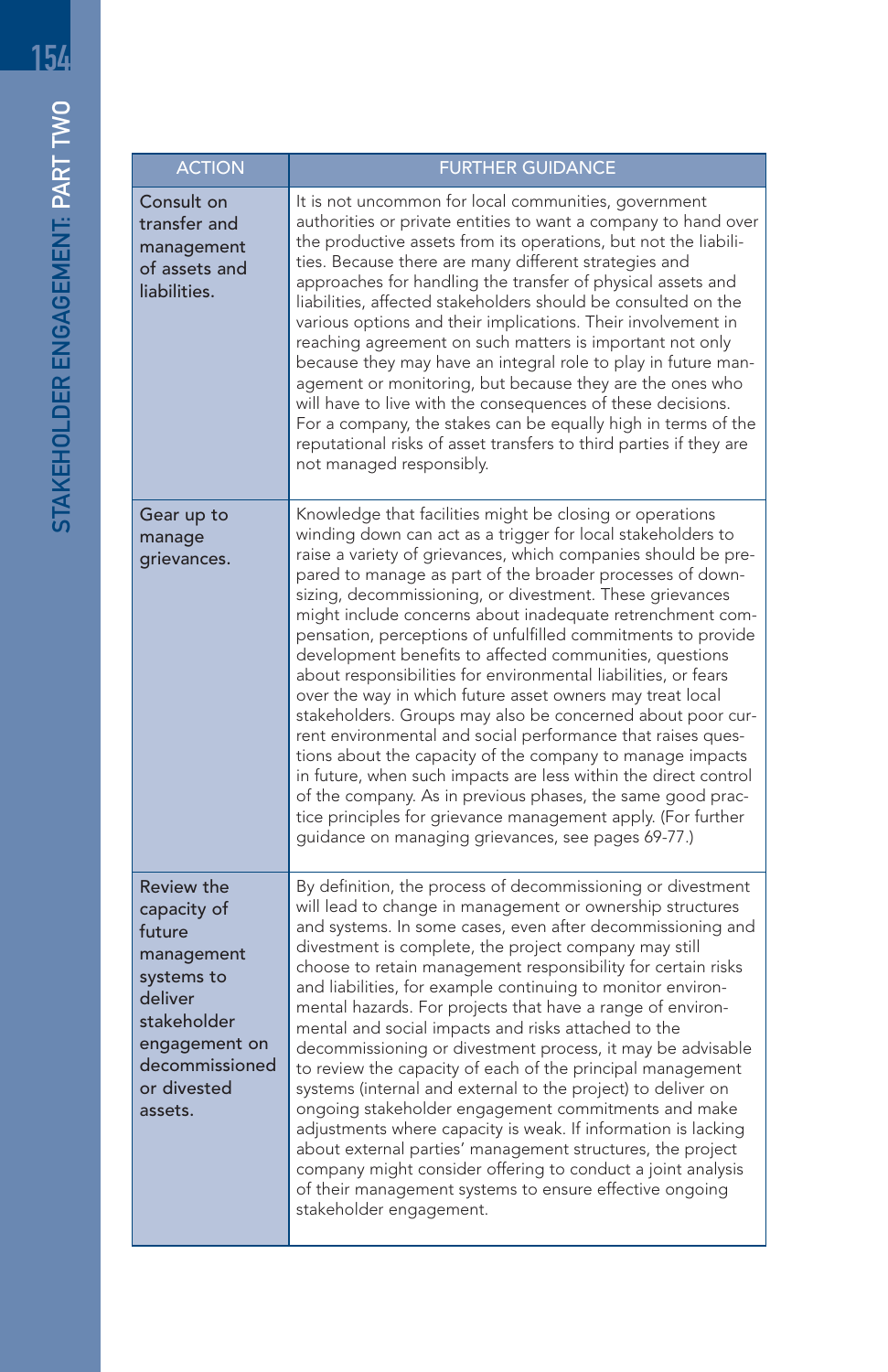| ACTION | FURTHER GUIDANCE |
|---|---|
| Consult on transfer and management of assets and liabilities. | It is not uncommon for local communities, government authorities or private entities to want a company to hand over the productive assets from its operations, but not the liabilities. Because there are many different strategies and approaches for handling the transfer of physical assets and liabilities, affected stakeholders should be consulted on the various options and their implications. Their involvement in reaching agreement on such matters is important not only because they may have an integral role to play in future management or monitoring, but because they are the ones who will have to live with the consequences of these decisions. For a company, the stakes can be equally high in terms of the reputational risks of asset transfers to third parties if they are not managed responsibly. |
| Gear up to manage grievances. | Knowledge that facilities might be closing or operations winding down can act as a trigger for local stakeholders to raise a variety of grievances, which companies should be prepared to manage as part of the broader processes of downsizing, decommissioning, or divestment. These grievances might include concerns about inadequate retrenchment compensation, perceptions of unfulfilled commitments to provide development benefits to affected communities, questions about responsibilities for environmental liabilities, or fears over the way in which future asset owners may treat local stakeholders. Groups may also be concerned about poor current environmental and social performance that raises questions about the capacity of the company to manage impacts in future, when such impacts are less within the direct control of the company. As in previous phases, the same good practice principles for grievance management apply. (For further guidance on managing grievances, see pages 69-77.) |
| Review the capacity of future management systems to deliver stakeholder engagement on decommissioned or divested assets. | By definition, the process of decommissioning or divestment will lead to change in management or ownership structures and systems. In some cases, even after decommissioning and divestment is complete, the project company may still choose to retain management responsibility for certain risks and liabilities, for example continuing to monitor environmental hazards. For projects that have a range of environmental and social impacts and risks attached to the decommissioning or divestment process, it may be advisable to review the capacity of each of the principal management systems (internal and external to the project) to deliver on ongoing stakeholder engagement commitments and make adjustments where capacity is weak. If information is lacking about external parties' management structures, the project company might consider offering to conduct a joint analysis of their management systems to ensure effective ongoing stakeholder engagement. |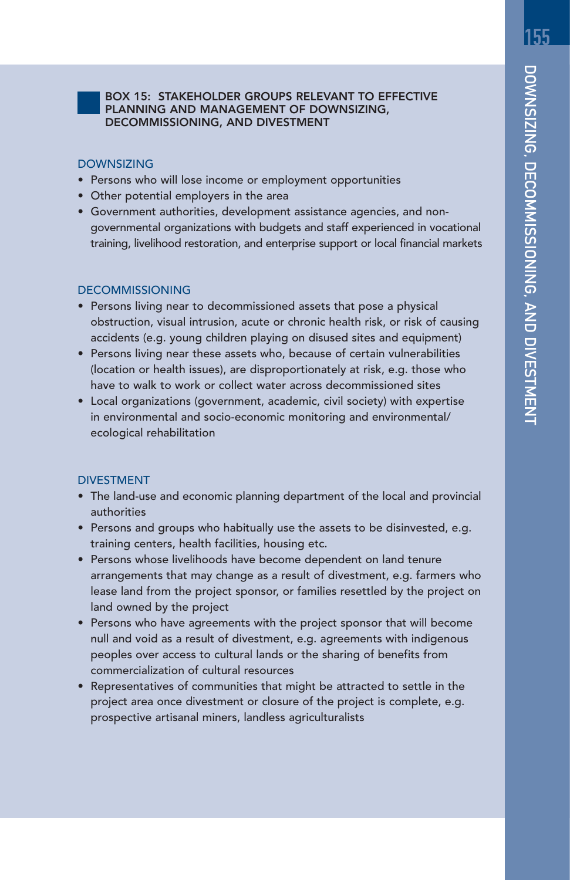## BOX 15: STAKEHOLDER GROUPS RELEVANT TO EFFECTIVE PLANNING AND MANAGEMENT OF DOWNSIZING, DECOMMISSIONING, AND DIVESTMENT

### DOWNSIZING

- Persons who will lose income or employment opportunities
- Other potential employers in the area
- Government authorities, development assistance agencies, and non-governmental organizations with budgets and staff experienced in vocational training, livelihood restoration, and enterprise support or local financial markets

### DECOMMISSIONING

- Persons living near to decommissioned assets that pose a physical obstruction, visual intrusion, acute or chronic health risk, or risk of causing accidents (e.g. young children playing on disused sites and equipment)
- Persons living near these assets who, because of certain vulnerabilities (location or health issues), are disproportionately at risk, e.g. those who have to walk to work or collect water across decommissioned sites
- Local organizations (government, academic, civil society) with expertise in environmental and socio-economic monitoring and environmental/ecological rehabilitation

### DIVESTMENT

- The land-use and economic planning department of the local and provincial authorities
- Persons and groups who habitually use the assets to be disinvested, e.g. training centers, health facilities, housing etc.
- Persons whose livelihoods have become dependent on land tenure arrangements that may change as a result of divestment, e.g. farmers who lease land from the project sponsor, or families resettled by the project on land owned by the project
- Persons who have agreements with the project sponsor that will become null and void as a result of divestment, e.g. agreements with indigenous peoples over access to cultural lands or the sharing of benefits from commercialization of cultural resources
- Representatives of communities that might be attracted to settle in the project area once divestment or closure of the project is complete, e.g. prospective artisanal miners, landless agriculturalists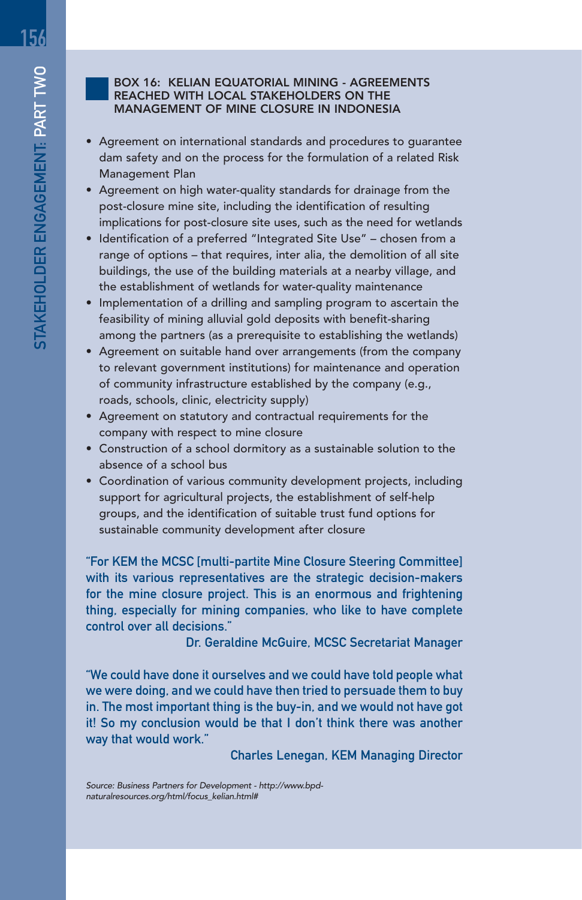### BOX 16: KELIAN EQUATORIAL MINING - AGREEMENTS REACHED WITH LOCAL STAKEHOLDERS ON THE MANAGEMENT OF MINE CLOSURE IN INDONESIA

- Agreement on international standards and procedures to guarantee dam safety and on the process for the formulation of a related Risk Management Plan
- Agreement on high water-quality standards for drainage from the post-closure mine site, including the identification of resulting implications for post-closure site uses, such as the need for wetlands
- Identification of a preferred "Integrated Site Use" – chosen from a range of options – that requires, inter alia, the demolition of all site buildings, the use of the building materials at a nearby village, and the establishment of wetlands for water-quality maintenance
- Implementation of a drilling and sampling program to ascertain the feasibility of mining alluvial gold deposits with benefit-sharing among the partners (as a prerequisite to establishing the wetlands)
- Agreement on suitable hand over arrangements (from the company to relevant government institutions) for maintenance and operation of community infrastructure established by the company (e.g., roads, schools, clinic, electricity supply)
- Agreement on statutory and contractual requirements for the company with respect to mine closure
- Construction of a school dormitory as a sustainable solution to the absence of a school bus
- Coordination of various community development projects, including support for agricultural projects, the establishment of self-help groups, and the identification of suitable trust fund options for sustainable community development after closure

"For KEM the MCSC [multi-partite Mine Closure Steering Committee] with its various representatives are the strategic decision-makers for the mine closure project. This is an enormous and frightening thing, especially for mining companies, who like to have complete control over all decisions."

Dr. Geraldine McGuire, MCSC Secretariat Manager

"We could have done it ourselves and we could have told people what we were doing, and we could have then tried to persuade them to buy in. The most important thing is the buy-in, and we would not have got it! So my conclusion would be that I don't think there was another way that would work."

Charles Lenegan, KEM Managing Director

*Source: Business Partners for Development - http://www.bpd-naturalresources.org/html/focus_kelian.html#*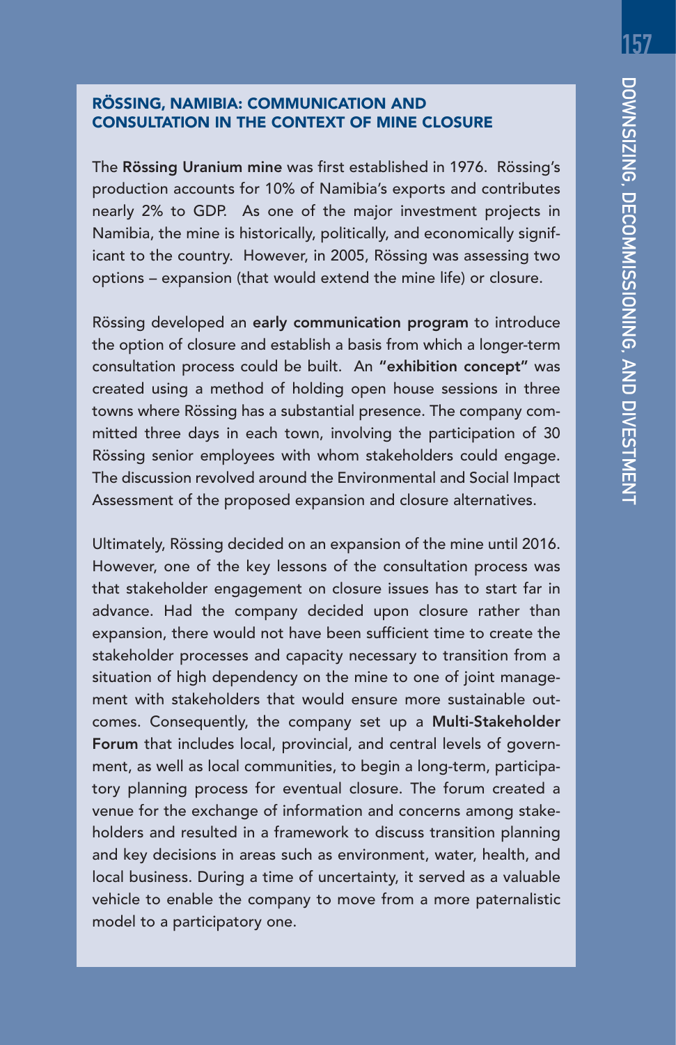## RÖSSING, NAMIBIA: COMMUNICATION AND CONSULTATION IN THE CONTEXT OF MINE CLOSURE

The **Rössing Uranium mine** was first established in 1976. Rössing's production accounts for 10% of Namibia's exports and contributes nearly 2% to GDP. As one of the major investment projects in Namibia, the mine is historically, politically, and economically significant to the country. However, in 2005, Rössing was assessing two options – expansion (that would extend the mine life) or closure.

Rössing developed an **early communication program** to introduce the option of closure and establish a basis from which a longer-term consultation process could be built. An **"exhibition concept"** was created using a method of holding open house sessions in three towns where Rössing has a substantial presence. The company committed three days in each town, involving the participation of 30 Rössing senior employees with whom stakeholders could engage. The discussion revolved around the Environmental and Social Impact Assessment of the proposed expansion and closure alternatives.

Ultimately, Rössing decided on an expansion of the mine until 2016. However, one of the key lessons of the consultation process was that stakeholder engagement on closure issues has to start far in advance. Had the company decided upon closure rather than expansion, there would not have been sufficient time to create the stakeholder processes and capacity necessary to transition from a situation of high dependency on the mine to one of joint management with stakeholders that would ensure more sustainable outcomes. Consequently, the company set up a **Multi-Stakeholder Forum** that includes local, provincial, and central levels of government, as well as local communities, to begin a long-term, participatory planning process for eventual closure. The forum created a venue for the exchange of information and concerns among stakeholders and resulted in a framework to discuss transition planning and key decisions in areas such as environment, water, health, and local business. During a time of uncertainty, it served as a valuable vehicle to enable the company to move from a more paternalistic model to a participatory one.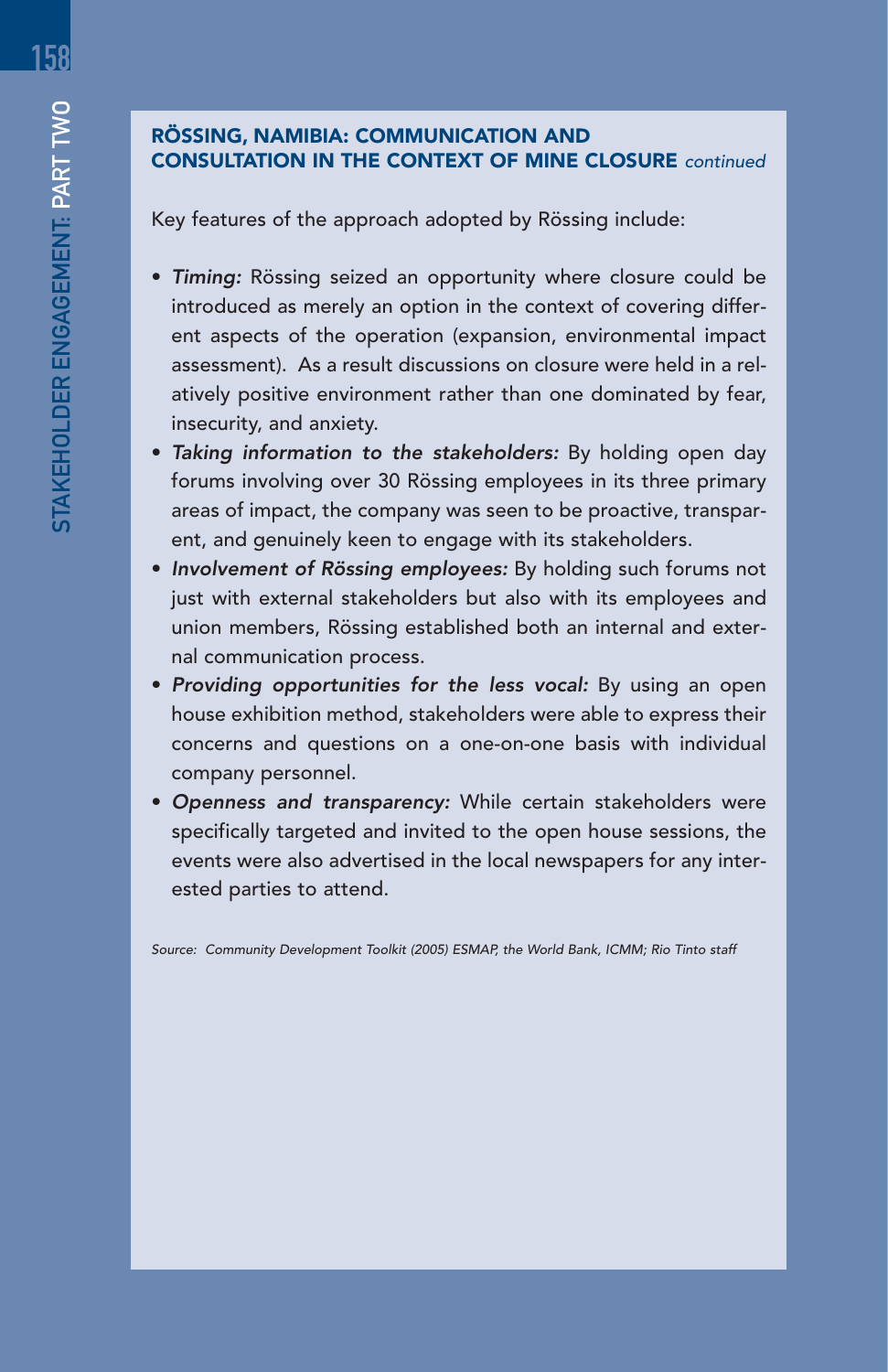### RÖSSING, NAMIBIA: COMMUNICATION AND CONSULTATION IN THE CONTEXT OF MINE CLOSURE *continued*

Key features of the approach adopted by Rössing include:

- ***Timing:*** Rössing seized an opportunity where closure could be introduced as merely an option in the context of covering different aspects of the operation (expansion, environmental impact assessment). As a result discussions on closure were held in a relatively positive environment rather than one dominated by fear, insecurity, and anxiety.
- ***Taking information to the stakeholders:*** By holding open day forums involving over 30 Rössing employees in its three primary areas of impact, the company was seen to be proactive, transparent, and genuinely keen to engage with its stakeholders.
- ***Involvement of Rössing employees:*** By holding such forums not just with external stakeholders but also with its employees and union members, Rössing established both an internal and external communication process.
- ***Providing opportunities for the less vocal:*** By using an open house exhibition method, stakeholders were able to express their concerns and questions on a one-on-one basis with individual company personnel.
- ***Openness and transparency:*** While certain stakeholders were specifically targeted and invited to the open house sessions, the events were also advertised in the local newspapers for any interested parties to attend.

*Source: Community Development Toolkit (2005) ESMAP, the World Bank, ICMM; Rio Tinto staff*